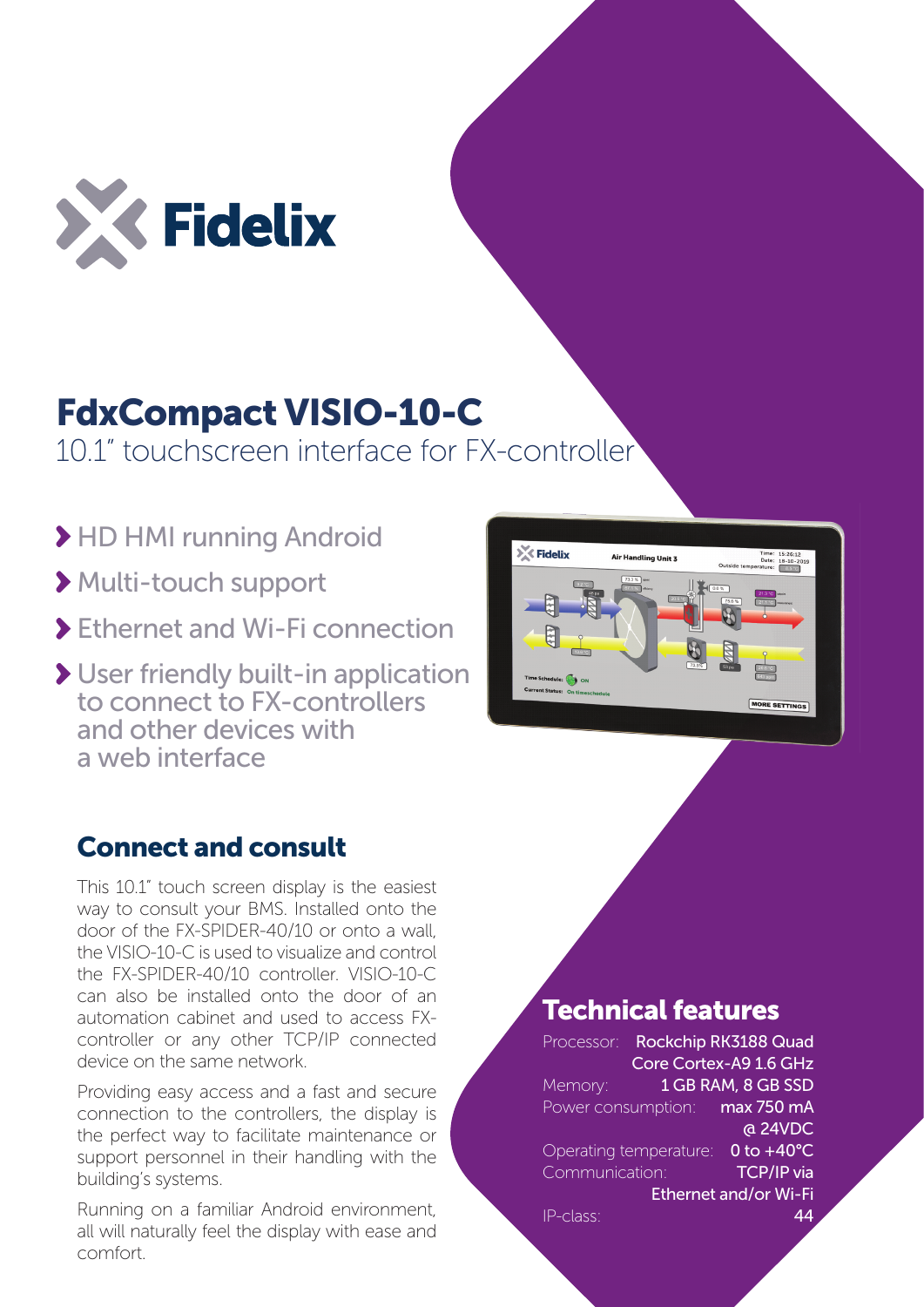# FdxCompact VISIO-10-C

10.1" touchscreen interface for FX-controller

- HD HMI running Android
- Multi-touch support
- Ethernet and Wi-Fi connection
- User friendly built-in application to connect to FX-controllers and other devices with a web interface

## Connect and consult

This 10.1" touch screen display is the easiest way to consult your BMS. Installed onto the door of the FX-SPIDER-40/10 or onto a wall, the VISIO-10-C is used to visualize and control the FX-SPIDER-40/10 controller. VISIO-10-C can also be installed onto the door of an automation cabinet and used to access FX-controller or any other TCP/IP connected device on the same network.

Providing easy access and a fast and secure connection to the controllers, the display is the perfect way to facilitate maintenance or support personnel in their handling with the building's systems.

Running on a familiar Android environment, all will naturally feel the display with ease and comfort.

## Technical features

| | |
|---|---|
| Processor: | Rockchip RK3188 Quad Core Cortex-A9 1.6 GHz |
| Memory: | 1 GB RAM, 8 GB SSD |
| Power consumption: | max 750 mA @ 24VDC |
| Operating temperature: | 0 to +40°C |
| Communication: | TCP/IP via Ethernet and/or Wi-Fi |
| IP-class: | 44 |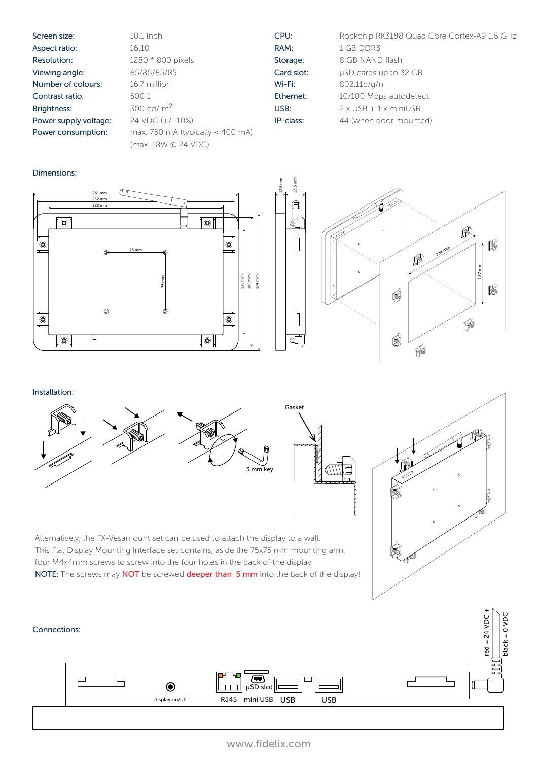| | |
|---|---|
| Screen size: | 10.1 Inch |
| Aspect ratio: | 16:10 |
| Resolution: | 1280 * 800 pixels |
| Viewing angle: | 85/85/85/85 |
| Number of colours: | 16.7 million |
| Contrast ratio: | 500:1 |
| Brightness: | 300 cd/ m$^2$ |
| Power supply voltage: | 24 VDC (+/- 10%) |
| Power consumption: | max. 750 mA (typically < 400 mA) (max. 18W @ 24 VDC) |

| | |
|---|---|
| CPU: | Rockchip RK3188 Quad Core Cortex-A9 1.6 GHz |
| RAM: | 1 GB DDR3 |
| Storage: | 8 GB NAND flash |
| Card slot: | µSD cards up to 32 GB |
| Wi-Fi: | 802.11b/g/n |
| Ethernet: | 10/100 Mbps autodetect |
| USB: | 2 x USB + 1 x miniUSB |
| IP-class: | 44 (when door mounted) |

## Dimensions:

261 mm
252 mm
222 mm
75 mm
75 mm
135 mm
165 mm
174 mm
12.5 mm
23.5 mm
224 mm
137 mm

## Installation:

Gasket
3 mm key

Alternatively, the FX-Vesamount set can be used to attach the display to a wall.
This Flat Display Mounting Interface set contains, aside the 75x75 mm mounting arm, four M4x4mm screws to screw into the four holes in the back of the display.
**NOTE:** The screws may **NOT** be screwed **deeper than 5 mm** into the back of the display!

## Connections:

display on/off
RJ45
µSD slot
mini USB
USB
USB
red = 24 VDC +
black = 0 VDC